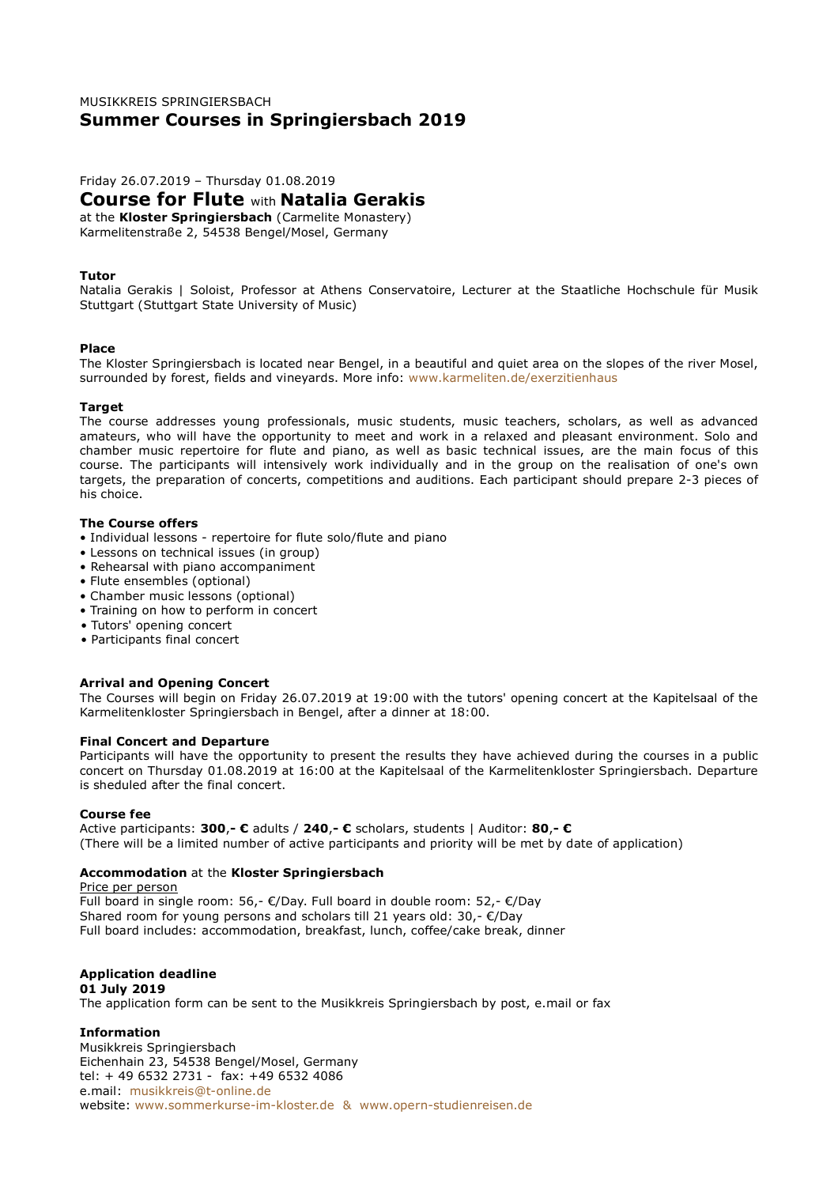MUSIKKREIS SPRINGIERSBACH

# Summer Courses in Springiersbach 2019

Friday 26.07.2019 – Thursday 01.08.2019

## Course for Flute with Natalia Gerakis

at the **Kloster Springiersbach** (Carmelite Monastery)
Karmelitenstraße 2, 54538 Bengel/Mosel, Germany

### Tutor

Natalia Gerakis | Soloist, Professor at Athens Conservatoire, Lecturer at the Staatliche Hochschule für Musik Stuttgart (Stuttgart State University of Music)

### Place

The Kloster Springiersbach is located near Bengel, in a beautiful and quiet area on the slopes of the river Mosel, surrounded by forest, fields and vineyards. More info: www.karmeliten.de/exerzitienhaus

### Target

The course addresses young professionals, music students, music teachers, scholars, as well as advanced amateurs, who will have the opportunity to meet and work in a relaxed and pleasant environment. Solo and chamber music repertoire for flute and piano, as well as basic technical issues, are the main focus of this course. The participants will intensively work individually and in the group on the realisation of one's own targets, the preparation of concerts, competitions and auditions. Each participant should prepare 2-3 pieces of his choice.

### The Course offers

- Individual lessons - repertoire for flute solo/flute and piano
- Lessons on technical issues (in group)
- Rehearsal with piano accompaniment
- Flute ensembles (optional)
- Chamber music lessons (optional)
- Training on how to perform in concert
- Tutors' opening concert
- Participants final concert

### Arrival and Opening Concert

The Courses will begin on Friday 26.07.2019 at 19:00 with the tutors' opening concert at the Kapitelsaal of the Karmelitenkloster Springiersbach in Bengel, after a dinner at 18:00.

### Final Concert and Departure

Participants will have the opportunity to present the results they have achieved during the courses in a public concert on Thursday 01.08.2019 at 16:00 at the Kapitelsaal of the Karmelitenkloster Springiersbach. Departure is sheduled after the final concert.

### Course fee

Active participants: **300,- €** adults / **240,- €** scholars, students | Auditor: **80,- €**
(There will be a limited number of active participants and priority will be met by date of application)

### Accommodation at the Kloster Springiersbach

Price per person
Full board in single room: 56,- €/Day. Full board in double room: 52,- €/Day
Shared room for young persons and scholars till 21 years old: 30,- €/Day
Full board includes: accommodation, breakfast, lunch, coffee/cake break, dinner

### Application deadline

**01 July 2019**
The application form can be sent to the Musikkreis Springiersbach by post, e.mail or fax

### Information

Musikkreis Springiersbach
Eichenhain 23, 54538 Bengel/Mosel, Germany
tel: + 49 6532 2731 - fax: +49 6532 4086
e.mail: musikkreis@t-online.de
website: www.sommerkurse-im-kloster.de & www.opern-studienreisen.de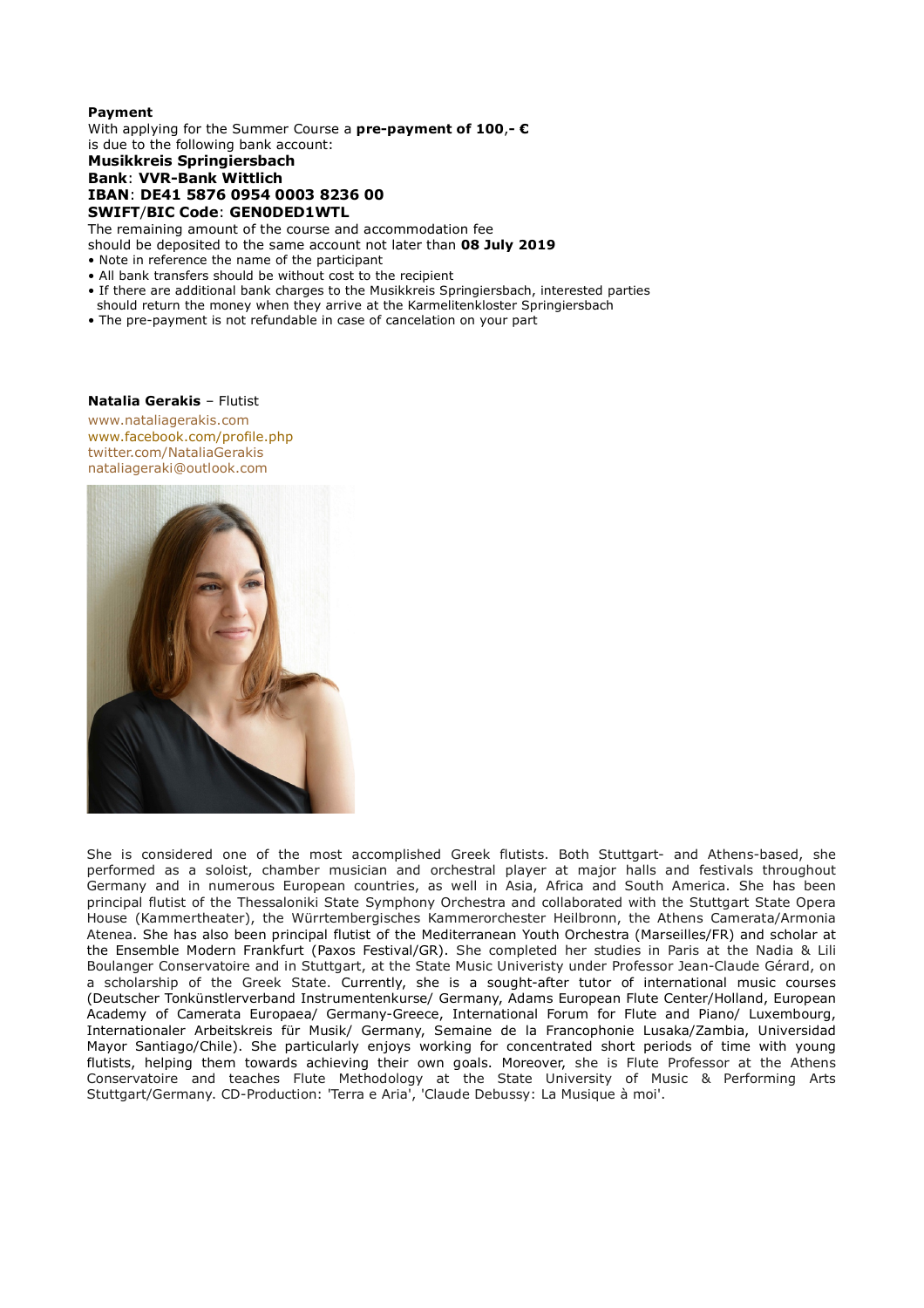**Payment**

With applying for the Summer Course a **pre-payment of 100,- €** is due to the following bank account:

**Musikkreis Springiersbach**
**Bank**: **VVR-Bank Wittlich**
**IBAN**: **DE41 5876 0954 0003 8236 00**
**SWIFT/BIC Code**: **GEN0DED1WTL**

The remaining amount of the course and accommodation fee should be deposited to the same account not later than **08 July 2019**

- Note in reference the name of the participant
- All bank transfers should be without cost to the recipient
- If there are additional bank charges to the Musikkreis Springiersbach, interested parties should return the money when they arrive at the Karmelitenkloster Springiersbach
- The pre-payment is not refundable in case of cancelation on your part

**Natalia Gerakis** – Flutist

www.nataliagerakis.com
www.facebook.com/profile.php
twitter.com/NataliaGerakis
nataliageraki@outlook.com

She is considered one of the most accomplished Greek flutists. Both Stuttgart- and Athens-based, she performed as a soloist, chamber musician and orchestral player at major halls and festivals throughout Germany and in numerous European countries, as well in Asia, Africa and South America. She has been principal flutist of the Thessaloniki State Symphony Orchestra and collaborated with the Stuttgart State Opera House (Kammertheater), the Württembergisches Kammerorchester Heilbronn, the Athens Camerata/Armonia Atenea. She has also been principal flutist of the Mediterranean Youth Orchestra (Marseilles/FR) and scholar at the Ensemble Modern Frankfurt (Paxos Festival/GR). She completed her studies in Paris at the Nadia & Lili Boulanger Conservatoire and in Stuttgart, at the State Music Univeristy under Professor Jean-Claude Gérard, on a scholarship of the Greek State. Currently, she is a sought-after tutor of international music courses (Deutscher Tonkünstlerverband Instrumentenkurse/ Germany, Adams European Flute Center/Holland, European Academy of Camerata Europaea/ Germany-Greece, International Forum for Flute and Piano/ Luxembourg, Internationaler Arbeitskreis für Musik/ Germany, Semaine de la Francophonie Lusaka/Zambia, Universidad Mayor Santiago/Chile). She particularly enjoys working for concentrated short periods of time with young flutists, helping them towards achieving their own goals. Moreover, she is Flute Professor at the Athens Conservatoire and teaches Flute Methodology at the State University of Music & Performing Arts Stuttgart/Germany. CD-Production: 'Terra e Aria', 'Claude Debussy: La Musique à moi'.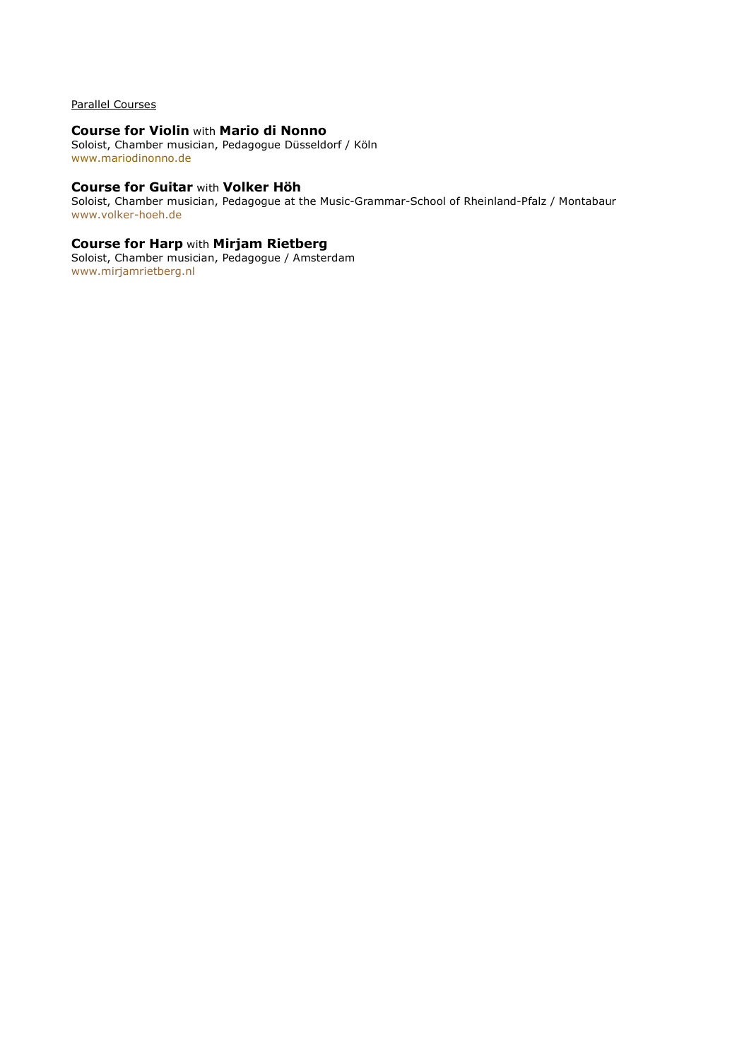<u>Parallel Courses</u>

**Course for Violin** with **Mario di Nonno**
Soloist, Chamber musician, Pedagogue Düsseldorf / Köln
www.mariodinonno.de

**Course for Guitar** with **Volker Höh**
Soloist, Chamber musician, Pedagogue at the Music-Grammar-School of Rheinland-Pfalz / Montabaur
www.volker-hoeh.de

**Course for Harp** with **Mirjam Rietberg**
Soloist, Chamber musician, Pedagogue / Amsterdam
www.mirjamrietberg.nl